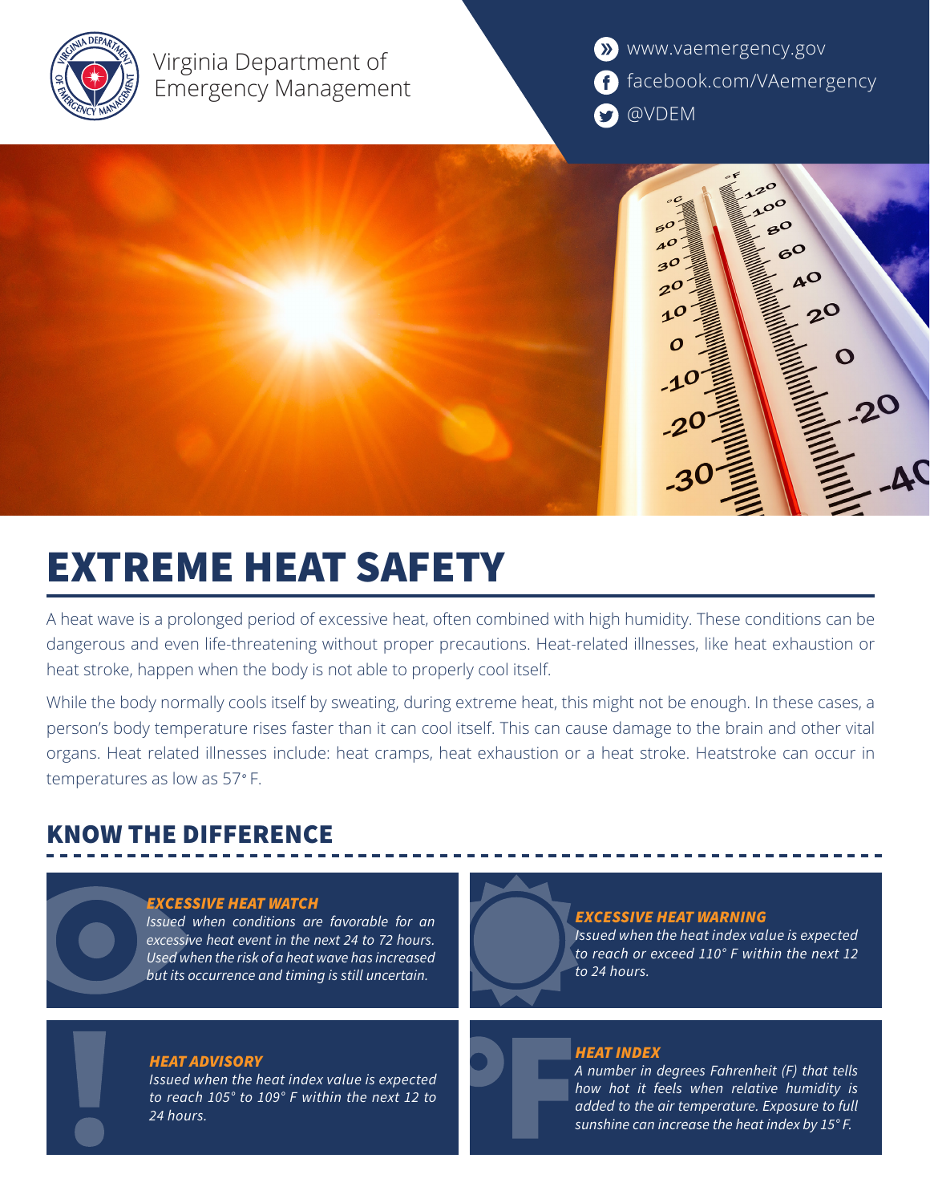Virginia Department of Emergency Management

www.vaemergency.gov
facebook.com/VAemergency
@VDEM

# EXTREME HEAT SAFETY

A heat wave is a prolonged period of excessive heat, often combined with high humidity. These conditions can be dangerous and even life-threatening without proper precautions. Heat-related illnesses, like heat exhaustion or heat stroke, happen when the body is not able to properly cool itself.

While the body normally cools itself by sweating, during extreme heat, this might not be enough. In these cases, a person's body temperature rises faster than it can cool itself. This can cause damage to the brain and other vital organs. Heat related illnesses include: heat cramps, heat exhaustion or a heat stroke. Heatstroke can occur in temperatures as low as 57° F.

## KNOW THE DIFFERENCE

### *EXCESSIVE HEAT WATCH*

*Issued when conditions are favorable for an excessive heat event in the next 24 to 72 hours. Used when the risk of a heat wave has increased but its occurrence and timing is still uncertain.*

### *EXCESSIVE HEAT WARNING*

*Issued when the heat index value is expected to reach or exceed 110° F within the next 12 to 24 hours.*

### *HEAT ADVISORY*

*Issued when the heat index value is expected to reach 105° to 109° F within the next 12 to 24 hours.*

### *HEAT INDEX*

*A number in degrees Fahrenheit (F) that tells how hot it feels when relative humidity is added to the air temperature. Exposure to full sunshine can increase the heat index by 15° F.*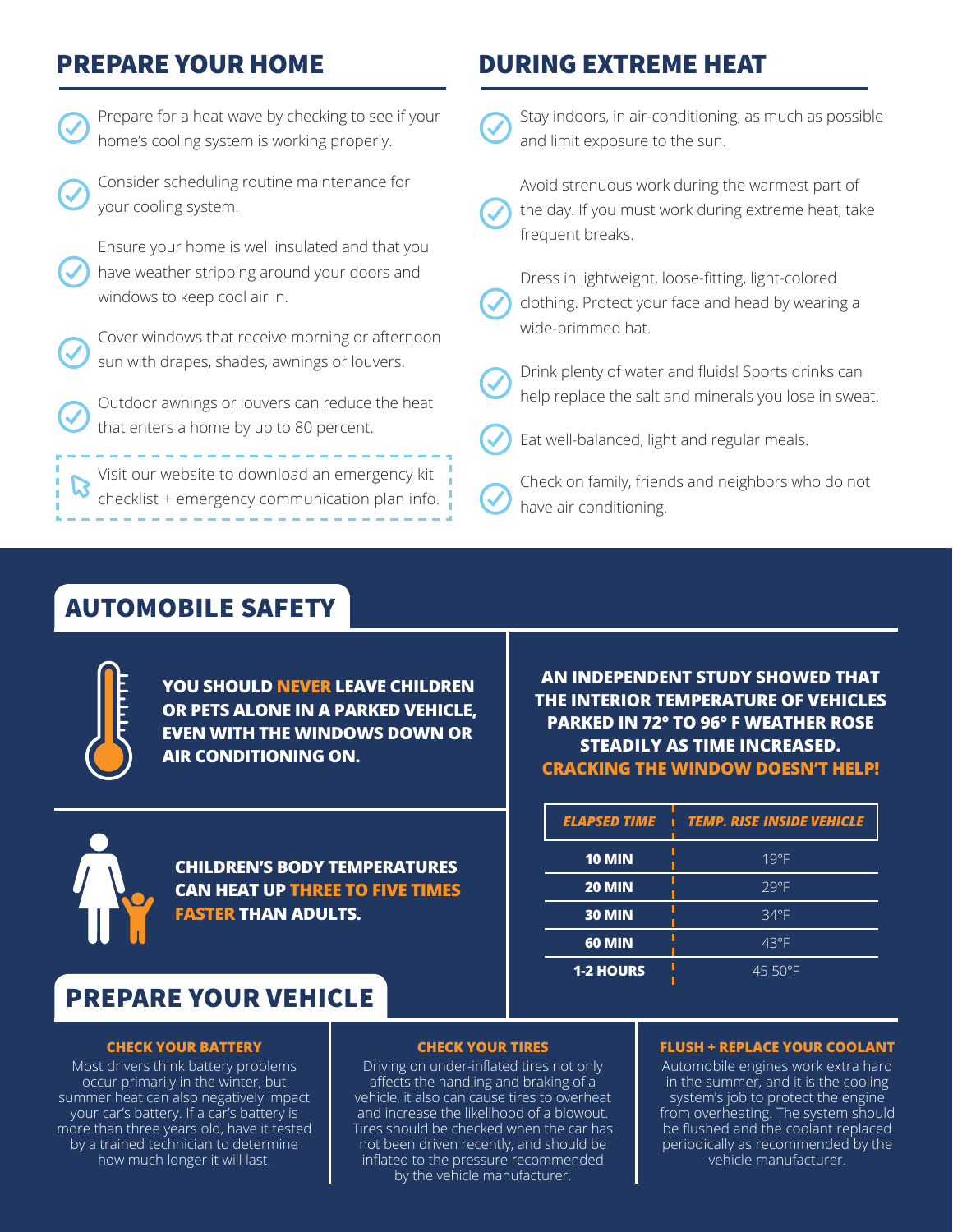## PREPARE YOUR HOME

- Prepare for a heat wave by checking to see if your home's cooling system is working properly.
- Consider scheduling routine maintenance for your cooling system.
- Ensure your home is well insulated and that you have weather stripping around your doors and windows to keep cool air in.
- Cover windows that receive morning or afternoon sun with drapes, shades, awnings or louvers.
- Outdoor awnings or louvers can reduce the heat that enters a home by up to 80 percent.

Visit our website to download an emergency kit checklist + emergency communication plan info.

## DURING EXTREME HEAT

- Stay indoors, in air-conditioning, as much as possible and limit exposure to the sun.
- Avoid strenuous work during the warmest part of the day. If you must work during extreme heat, take frequent breaks.
- Dress in lightweight, loose-fitting, light-colored clothing. Protect your face and head by wearing a wide-brimmed hat.
- Drink plenty of water and fluids! Sports drinks can help replace the salt and minerals you lose in sweat.
- Eat well-balanced, light and regular meals.
- Check on family, friends and neighbors who do not have air conditioning.

## AUTOMOBILE SAFETY

**YOU SHOULD NEVER LEAVE CHILDREN OR PETS ALONE IN A PARKED VEHICLE, EVEN WITH THE WINDOWS DOWN OR AIR CONDITIONING ON.**

**CHILDREN'S BODY TEMPERATURES CAN HEAT UP THREE TO FIVE TIMES FASTER THAN ADULTS.**

**AN INDEPENDENT STUDY SHOWED THAT THE INTERIOR TEMPERATURE OF VEHICLES PARKED IN 72° TO 96° F WEATHER ROSE STEADILY AS TIME INCREASED. CRACKING THE WINDOW DOESN'T HELP!**

| *ELAPSED TIME* | *TEMP. RISE INSIDE VEHICLE* |
|---|---|
| **10 MIN** | 19°F |
| **20 MIN** | 29°F |
| **30 MIN** | 34°F |
| **60 MIN** | 43°F |
| **1-2 HOURS** | 45-50°F |

## PREPARE YOUR VEHICLE

### CHECK YOUR BATTERY

Most drivers think battery problems occur primarily in the winter, but summer heat can also negatively impact your car's battery. If a car's battery is more than three years old, have it tested by a trained technician to determine how much longer it will last.

### CHECK YOUR TIRES

Driving on under-inflated tires not only affects the handling and braking of a vehicle, it also can cause tires to overheat and increase the likelihood of a blowout. Tires should be checked when the car has not been driven recently, and should be inflated to the pressure recommended by the vehicle manufacturer.

### FLUSH + REPLACE YOUR COOLANT

Automobile engines work extra hard in the summer, and it is the cooling system's job to protect the engine from overheating. The system should be flushed and the coolant replaced periodically as recommended by the vehicle manufacturer.